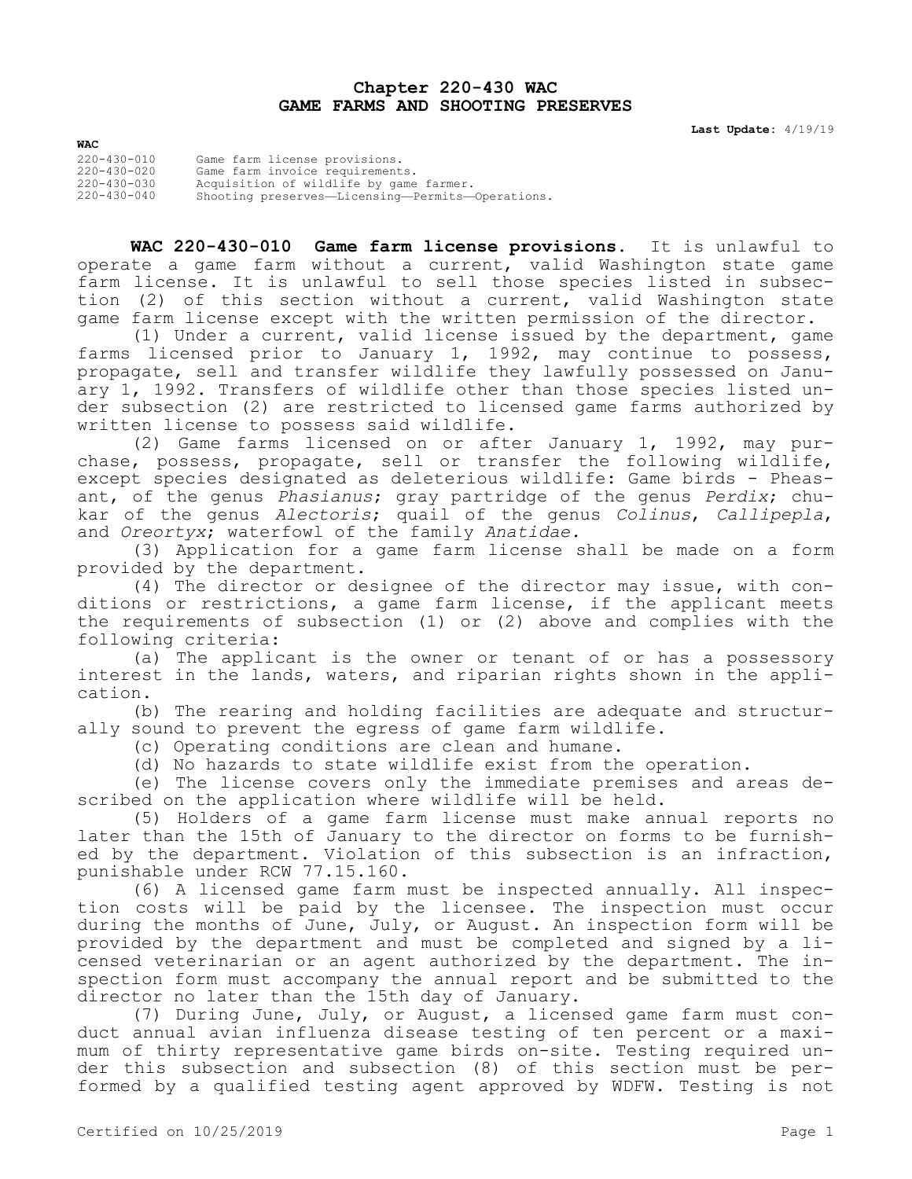# Chapter 220-430 WAC
# GAME FARMS AND SHOOTING PRESERVES

**Last Update:** 4/19/19

**WAC**

| | |
|---|---|
| 220-430-010 | Game farm license provisions. |
| 220-430-020 | Game farm invoice requirements. |
| 220-430-030 | Acquisition of wildlife by game farmer. |
| 220-430-040 | Shooting preserves—Licensing—Permits—Operations. |

**WAC 220-430-010 Game farm license provisions.** It is unlawful to operate a game farm without a current, valid Washington state game farm license. It is unlawful to sell those species listed in subsection (2) of this section without a current, valid Washington state game farm license except with the written permission of the director.

(1) Under a current, valid license issued by the department, game farms licensed prior to January 1, 1992, may continue to possess, propagate, sell and transfer wildlife they lawfully possessed on January 1, 1992. Transfers of wildlife other than those species listed under subsection (2) are restricted to licensed game farms authorized by written license to possess said wildlife.

(2) Game farms licensed on or after January 1, 1992, may purchase, possess, propagate, sell or transfer the following wildlife, except species designated as deleterious wildlife: Game birds - Pheasant, of the genus *Phasianus*; gray partridge of the genus *Perdix*; chukar of the genus *Alectoris*; quail of the genus *Colinus*, *Callipepla*, and *Oreortyx*; waterfowl of the family *Anatidae.*

(3) Application for a game farm license shall be made on a form provided by the department.

(4) The director or designee of the director may issue, with conditions or restrictions, a game farm license, if the applicant meets the requirements of subsection (1) or (2) above and complies with the following criteria:

(a) The applicant is the owner or tenant of or has a possessory interest in the lands, waters, and riparian rights shown in the application.

(b) The rearing and holding facilities are adequate and structurally sound to prevent the egress of game farm wildlife.

(c) Operating conditions are clean and humane.

(d) No hazards to state wildlife exist from the operation.

(e) The license covers only the immediate premises and areas described on the application where wildlife will be held.

(5) Holders of a game farm license must make annual reports no later than the 15th of January to the director on forms to be furnished by the department. Violation of this subsection is an infraction, punishable under RCW 77.15.160.

(6) A licensed game farm must be inspected annually. All inspection costs will be paid by the licensee. The inspection must occur during the months of June, July, or August. An inspection form will be provided by the department and must be completed and signed by a licensed veterinarian or an agent authorized by the department. The inspection form must accompany the annual report and be submitted to the director no later than the 15th day of January.

(7) During June, July, or August, a licensed game farm must conduct annual avian influenza disease testing of ten percent or a maximum of thirty representative game birds on-site. Testing required under this subsection and subsection (8) of this section must be performed by a qualified testing agent approved by WDFW. Testing is not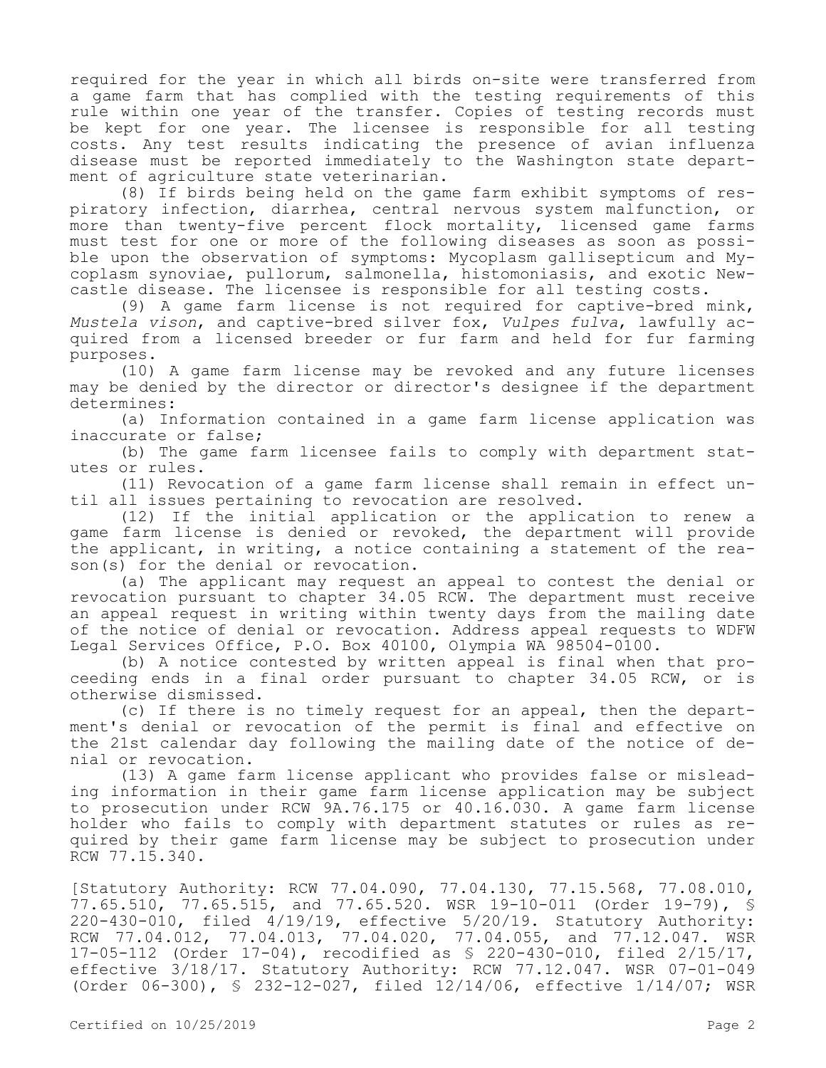required for the year in which all birds on-site were transferred from a game farm that has complied with the testing requirements of this rule within one year of the transfer. Copies of testing records must be kept for one year. The licensee is responsible for all testing costs. Any test results indicating the presence of avian influenza disease must be reported immediately to the Washington state department of agriculture state veterinarian.

(8) If birds being held on the game farm exhibit symptoms of respiratory infection, diarrhea, central nervous system malfunction, or more than twenty-five percent flock mortality, licensed game farms must test for one or more of the following diseases as soon as possible upon the observation of symptoms: Mycoplasm gallisepticum and Mycoplasm synoviae, pullorum, salmonella, histomoniasis, and exotic Newcastle disease. The licensee is responsible for all testing costs.

(9) A game farm license is not required for captive-bred mink, *Mustela vison*, and captive-bred silver fox, *Vulpes fulva*, lawfully acquired from a licensed breeder or fur farm and held for fur farming purposes.

(10) A game farm license may be revoked and any future licenses may be denied by the director or director's designee if the department determines:

(a) Information contained in a game farm license application was inaccurate or false;

(b) The game farm licensee fails to comply with department statutes or rules.

(11) Revocation of a game farm license shall remain in effect until all issues pertaining to revocation are resolved.

(12) If the initial application or the application to renew a game farm license is denied or revoked, the department will provide the applicant, in writing, a notice containing a statement of the reason(s) for the denial or revocation.

(a) The applicant may request an appeal to contest the denial or revocation pursuant to chapter 34.05 RCW. The department must receive an appeal request in writing within twenty days from the mailing date of the notice of denial or revocation. Address appeal requests to WDFW Legal Services Office, P.O. Box 40100, Olympia WA 98504-0100.

(b) A notice contested by written appeal is final when that proceeding ends in a final order pursuant to chapter 34.05 RCW, or is otherwise dismissed.

(c) If there is no timely request for an appeal, then the department's denial or revocation of the permit is final and effective on the 21st calendar day following the mailing date of the notice of denial or revocation.

(13) A game farm license applicant who provides false or misleading information in their game farm license application may be subject to prosecution under RCW 9A.76.175 or 40.16.030. A game farm license holder who fails to comply with department statutes or rules as required by their game farm license may be subject to prosecution under RCW 77.15.340.

[Statutory Authority: RCW 77.04.090, 77.04.130, 77.15.568, 77.08.010, 77.65.510, 77.65.515, and 77.65.520. WSR 19-10-011 (Order 19-79), § 220-430-010, filed 4/19/19, effective 5/20/19. Statutory Authority: RCW 77.04.012, 77.04.013, 77.04.020, 77.04.055, and 77.12.047. WSR 17-05-112 (Order 17-04), recodified as § 220-430-010, filed 2/15/17, effective 3/18/17. Statutory Authority: RCW 77.12.047. WSR 07-01-049 (Order 06-300), § 232-12-027, filed 12/14/06, effective 1/14/07; WSR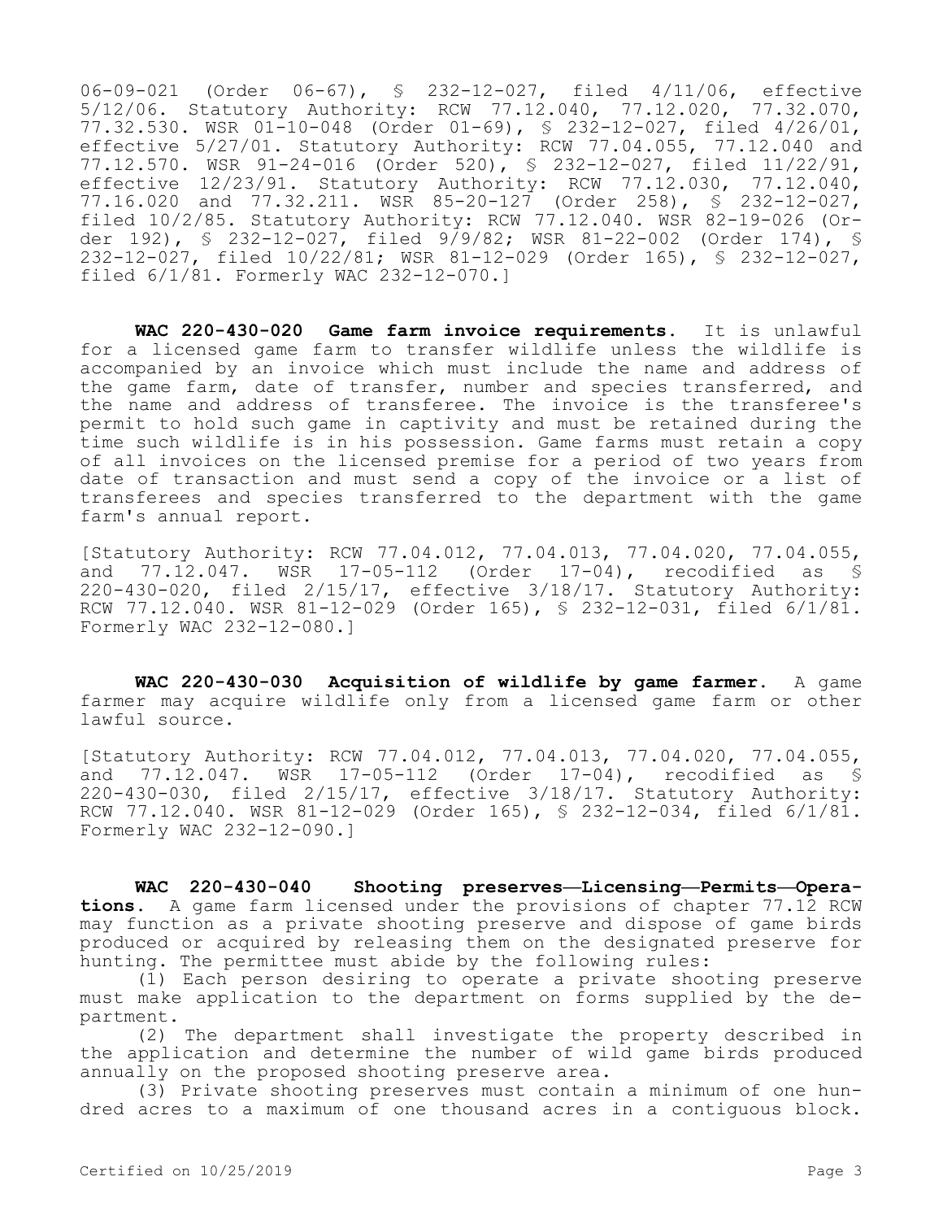06-09-021 (Order 06-67), § 232-12-027, filed 4/11/06, effective 5/12/06. Statutory Authority: RCW 77.12.040, 77.12.020, 77.32.070, 77.32.530. WSR 01-10-048 (Order 01-69), § 232-12-027, filed 4/26/01, effective 5/27/01. Statutory Authority: RCW 77.04.055, 77.12.040 and 77.12.570. WSR 91-24-016 (Order 520), § 232-12-027, filed 11/22/91, effective 12/23/91. Statutory Authority: RCW 77.12.030, 77.12.040, 77.16.020 and 77.32.211. WSR 85-20-127 (Order 258), § 232-12-027, filed 10/2/85. Statutory Authority: RCW 77.12.040. WSR 82-19-026 (Order 192), § 232-12-027, filed 9/9/82; WSR 81-22-002 (Order 174), § 232-12-027, filed 10/22/81; WSR 81-12-029 (Order 165), § 232-12-027, filed 6/1/81. Formerly WAC 232-12-070.]

**WAC 220-430-020 Game farm invoice requirements.** It is unlawful for a licensed game farm to transfer wildlife unless the wildlife is accompanied by an invoice which must include the name and address of the game farm, date of transfer, number and species transferred, and the name and address of transferee. The invoice is the transferee's permit to hold such game in captivity and must be retained during the time such wildlife is in his possession. Game farms must retain a copy of all invoices on the licensed premise for a period of two years from date of transaction and must send a copy of the invoice or a list of transferees and species transferred to the department with the game farm's annual report.

[Statutory Authority: RCW 77.04.012, 77.04.013, 77.04.020, 77.04.055, and 77.12.047. WSR 17-05-112 (Order 17-04), recodified as § 220-430-020, filed 2/15/17, effective 3/18/17. Statutory Authority: RCW 77.12.040. WSR 81-12-029 (Order 165), § 232-12-031, filed 6/1/81. Formerly WAC 232-12-080.]

**WAC 220-430-030 Acquisition of wildlife by game farmer.** A game farmer may acquire wildlife only from a licensed game farm or other lawful source.

[Statutory Authority: RCW 77.04.012, 77.04.013, 77.04.020, 77.04.055, and 77.12.047. WSR 17-05-112 (Order 17-04), recodified as § 220-430-030, filed 2/15/17, effective 3/18/17. Statutory Authority: RCW 77.12.040. WSR 81-12-029 (Order 165), § 232-12-034, filed 6/1/81. Formerly WAC 232-12-090.]

**WAC 220-430-040 Shooting preserves—Licensing—Permits—Operations.** A game farm licensed under the provisions of chapter 77.12 RCW may function as a private shooting preserve and dispose of game birds produced or acquired by releasing them on the designated preserve for hunting. The permittee must abide by the following rules:

(1) Each person desiring to operate a private shooting preserve must make application to the department on forms supplied by the department.

(2) The department shall investigate the property described in the application and determine the number of wild game birds produced annually on the proposed shooting preserve area.

(3) Private shooting preserves must contain a minimum of one hundred acres to a maximum of one thousand acres in a contiguous block.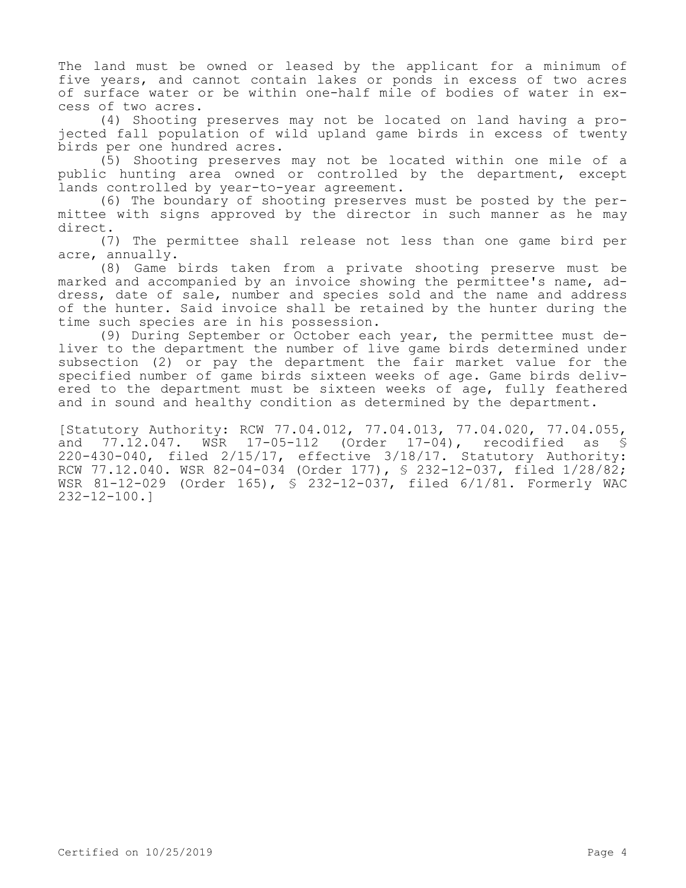The land must be owned or leased by the applicant for a minimum of five years, and cannot contain lakes or ponds in excess of two acres of surface water or be within one-half mile of bodies of water in excess of two acres.

(4) Shooting preserves may not be located on land having a projected fall population of wild upland game birds in excess of twenty birds per one hundred acres.

(5) Shooting preserves may not be located within one mile of a public hunting area owned or controlled by the department, except lands controlled by year-to-year agreement.

(6) The boundary of shooting preserves must be posted by the permittee with signs approved by the director in such manner as he may direct.

(7) The permittee shall release not less than one game bird per acre, annually.

(8) Game birds taken from a private shooting preserve must be marked and accompanied by an invoice showing the permittee's name, address, date of sale, number and species sold and the name and address of the hunter. Said invoice shall be retained by the hunter during the time such species are in his possession.

(9) During September or October each year, the permittee must deliver to the department the number of live game birds determined under subsection (2) or pay the department the fair market value for the specified number of game birds sixteen weeks of age. Game birds delivered to the department must be sixteen weeks of age, fully feathered and in sound and healthy condition as determined by the department.

[Statutory Authority: RCW 77.04.012, 77.04.013, 77.04.020, 77.04.055, and 77.12.047. WSR 17-05-112 (Order 17-04), recodified as § 220-430-040, filed 2/15/17, effective 3/18/17. Statutory Authority: RCW 77.12.040. WSR 82-04-034 (Order 177), § 232-12-037, filed 1/28/82; WSR 81-12-029 (Order 165), § 232-12-037, filed 6/1/81. Formerly WAC 232-12-100.]